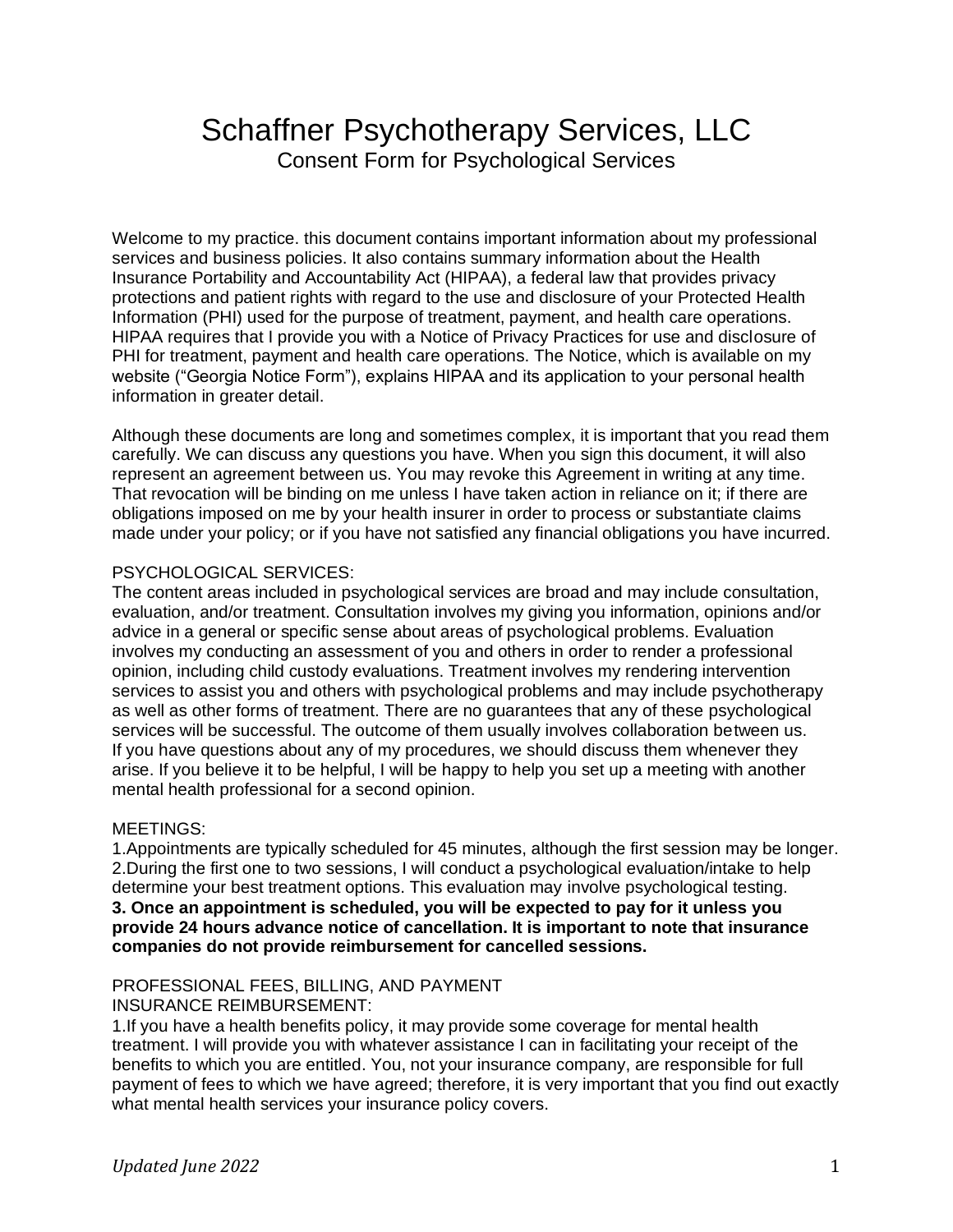# Schaffner Psychotherapy Services, LLC

## Consent Form for Psychological Services

Welcome to my practice. this document contains important information about my professional services and business policies. It also contains summary information about the Health Insurance Portability and Accountability Act (HIPAA), a federal law that provides privacy protections and patient rights with regard to the use and disclosure of your Protected Health Information (PHI) used for the purpose of treatment, payment, and health care operations. HIPAA requires that I provide you with a Notice of Privacy Practices for use and disclosure of PHI for treatment, payment and health care operations. The Notice, which is available on my website ("Georgia Notice Form"), explains HIPAA and its application to your personal health information in greater detail.

Although these documents are long and sometimes complex, it is important that you read them carefully. We can discuss any questions you have. When you sign this document, it will also represent an agreement between us. You may revoke this Agreement in writing at any time. That revocation will be binding on me unless I have taken action in reliance on it; if there are obligations imposed on me by your health insurer in order to process or substantiate claims made under your policy; or if you have not satisfied any financial obligations you have incurred.

PSYCHOLOGICAL SERVICES:
The content areas included in psychological services are broad and may include consultation, evaluation, and/or treatment. Consultation involves my giving you information, opinions and/or advice in a general or specific sense about areas of psychological problems. Evaluation involves my conducting an assessment of you and others in order to render a professional opinion, including child custody evaluations. Treatment involves my rendering intervention services to assist you and others with psychological problems and may include psychotherapy as well as other forms of treatment. There are no guarantees that any of these psychological services will be successful. The outcome of them usually involves collaboration between us. If you have questions about any of my procedures, we should discuss them whenever they arise. If you believe it to be helpful, I will be happy to help you set up a meeting with another mental health professional for a second opinion.

MEETINGS:
1.Appointments are typically scheduled for 45 minutes, although the first session may be longer.
2.During the first one to two sessions, I will conduct a psychological evaluation/intake to help determine your best treatment options. This evaluation may involve psychological testing.
**3. Once an appointment is scheduled, you will be expected to pay for it unless you provide 24 hours advance notice of cancellation. It is important to note that insurance companies do not provide reimbursement for cancelled sessions.**

PROFESSIONAL FEES, BILLING, AND PAYMENT
INSURANCE REIMBURSEMENT:
1.If you have a health benefits policy, it may provide some coverage for mental health treatment. I will provide you with whatever assistance I can in facilitating your receipt of the benefits to which you are entitled. You, not your insurance company, are responsible for full payment of fees to which we have agreed; therefore, it is very important that you find out exactly what mental health services your insurance policy covers.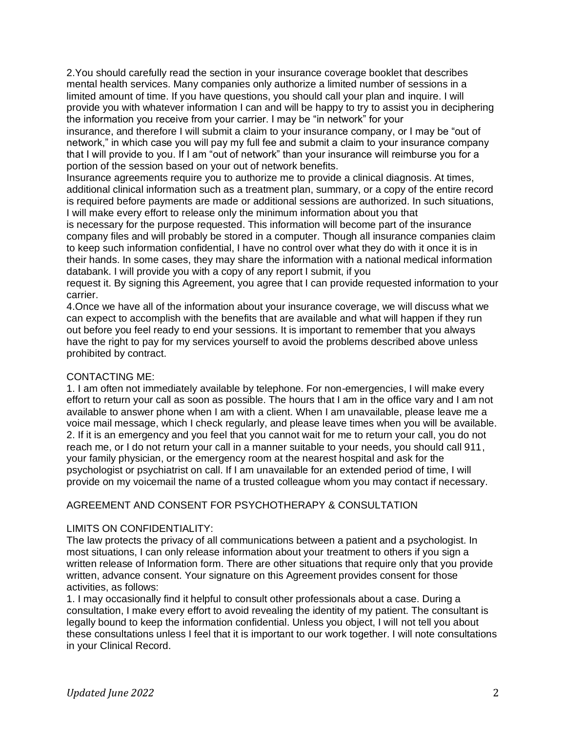2.You should carefully read the section in your insurance coverage booklet that describes mental health services. Many companies only authorize a limited number of sessions in a limited amount of time. If you have questions, you should call your plan and inquire. I will provide you with whatever information I can and will be happy to try to assist you in deciphering the information you receive from your carrier. I may be "in network" for your insurance, and therefore I will submit a claim to your insurance company, or I may be "out of network," in which case you will pay my full fee and submit a claim to your insurance company that I will provide to you. If I am "out of network" than your insurance will reimburse you for a portion of the session based on your out of network benefits.

Insurance agreements require you to authorize me to provide a clinical diagnosis. At times, additional clinical information such as a treatment plan, summary, or a copy of the entire record is required before payments are made or additional sessions are authorized. In such situations, I will make every effort to release only the minimum information about you that is necessary for the purpose requested. This information will become part of the insurance company files and will probably be stored in a computer. Though all insurance companies claim to keep such information confidential, I have no control over what they do with it once it is in their hands. In some cases, they may share the information with a national medical information databank. I will provide you with a copy of any report I submit, if you request it. By signing this Agreement, you agree that I can provide requested information to your carrier.

4.Once we have all of the information about your insurance coverage, we will discuss what we can expect to accomplish with the benefits that are available and what will happen if they run out before you feel ready to end your sessions. It is important to remember that you always have the right to pay for my services yourself to avoid the problems described above unless prohibited by contract.

CONTACTING ME:

1. I am often not immediately available by telephone. For non-emergencies, I will make every effort to return your call as soon as possible. The hours that I am in the office vary and I am not available to answer phone when I am with a client. When I am unavailable, please leave me a voice mail message, which I check regularly, and please leave times when you will be available.
2. If it is an emergency and you feel that you cannot wait for me to return your call, you do not reach me, or I do not return your call in a manner suitable to your needs, you should call 911, your family physician, or the emergency room at the nearest hospital and ask for the psychologist or psychiatrist on call. If I am unavailable for an extended period of time, I will provide on my voicemail the name of a trusted colleague whom you may contact if necessary.

AGREEMENT AND CONSENT FOR PSYCHOTHERAPY & CONSULTATION

LIMITS ON CONFIDENTIALITY:

The law protects the privacy of all communications between a patient and a psychologist. In most situations, I can only release information about your treatment to others if you sign a written release of Information form. There are other situations that require only that you provide written, advance consent. Your signature on this Agreement provides consent for those activities, as follows:

1. I may occasionally find it helpful to consult other professionals about a case. During a consultation, I make every effort to avoid revealing the identity of my patient. The consultant is legally bound to keep the information confidential. Unless you object, I will not tell you about these consultations unless I feel that it is important to our work together. I will note consultations in your Clinical Record.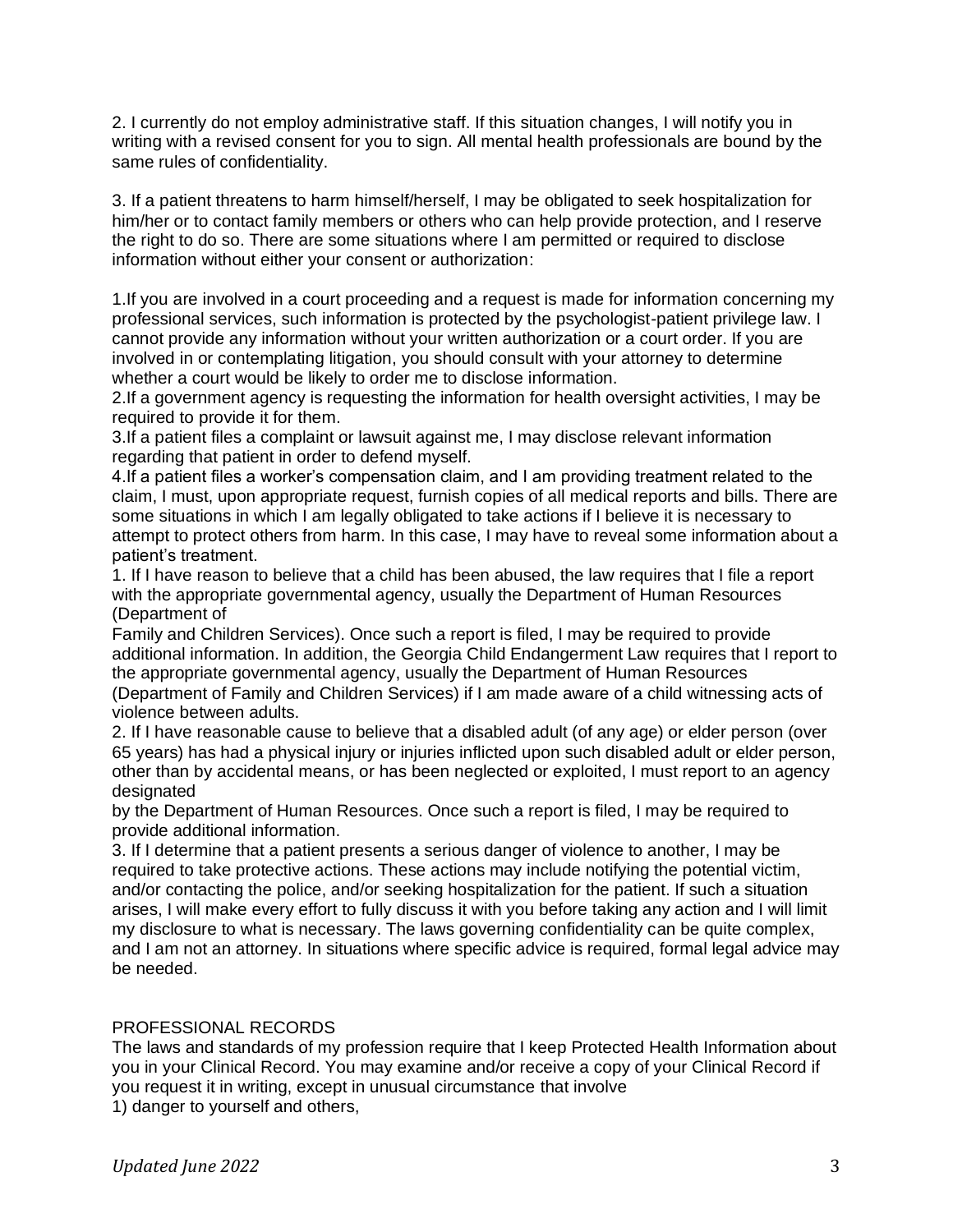2. I currently do not employ administrative staff. If this situation changes, I will notify you in writing with a revised consent for you to sign. All mental health professionals are bound by the same rules of confidentiality.

3. If a patient threatens to harm himself/herself, I may be obligated to seek hospitalization for him/her or to contact family members or others who can help provide protection, and I reserve the right to do so. There are some situations where I am permitted or required to disclose information without either your consent or authorization:

1.If you are involved in a court proceeding and a request is made for information concerning my professional services, such information is protected by the psychologist-patient privilege law. I cannot provide any information without your written authorization or a court order. If you are involved in or contemplating litigation, you should consult with your attorney to determine whether a court would be likely to order me to disclose information.
2.If a government agency is requesting the information for health oversight activities, I may be required to provide it for them.
3.If a patient files a complaint or lawsuit against me, I may disclose relevant information regarding that patient in order to defend myself.
4.If a patient files a worker's compensation claim, and I am providing treatment related to the claim, I must, upon appropriate request, furnish copies of all medical reports and bills. There are some situations in which I am legally obligated to take actions if I believe it is necessary to attempt to protect others from harm. In this case, I may have to reveal some information about a patient's treatment.
1. If I have reason to believe that a child has been abused, the law requires that I file a report with the appropriate governmental agency, usually the Department of Human Resources (Department of Family and Children Services). Once such a report is filed, I may be required to provide additional information. In addition, the Georgia Child Endangerment Law requires that I report to the appropriate governmental agency, usually the Department of Human Resources (Department of Family and Children Services) if I am made aware of a child witnessing acts of violence between adults.
2. If I have reasonable cause to believe that a disabled adult (of any age) or elder person (over 65 years) has had a physical injury or injuries inflicted upon such disabled adult or elder person, other than by accidental means, or has been neglected or exploited, I must report to an agency designated by the Department of Human Resources. Once such a report is filed, I may be required to provide additional information.
3. If I determine that a patient presents a serious danger of violence to another, I may be required to take protective actions. These actions may include notifying the potential victim, and/or contacting the police, and/or seeking hospitalization for the patient. If such a situation arises, I will make every effort to fully discuss it with you before taking any action and I will limit my disclosure to what is necessary. The laws governing confidentiality can be quite complex, and I am not an attorney. In situations where specific advice is required, formal legal advice may be needed.

## PROFESSIONAL RECORDS

The laws and standards of my profession require that I keep Protected Health Information about you in your Clinical Record. You may examine and/or receive a copy of your Clinical Record if you request it in writing, except in unusual circumstance that involve
1) danger to yourself and others,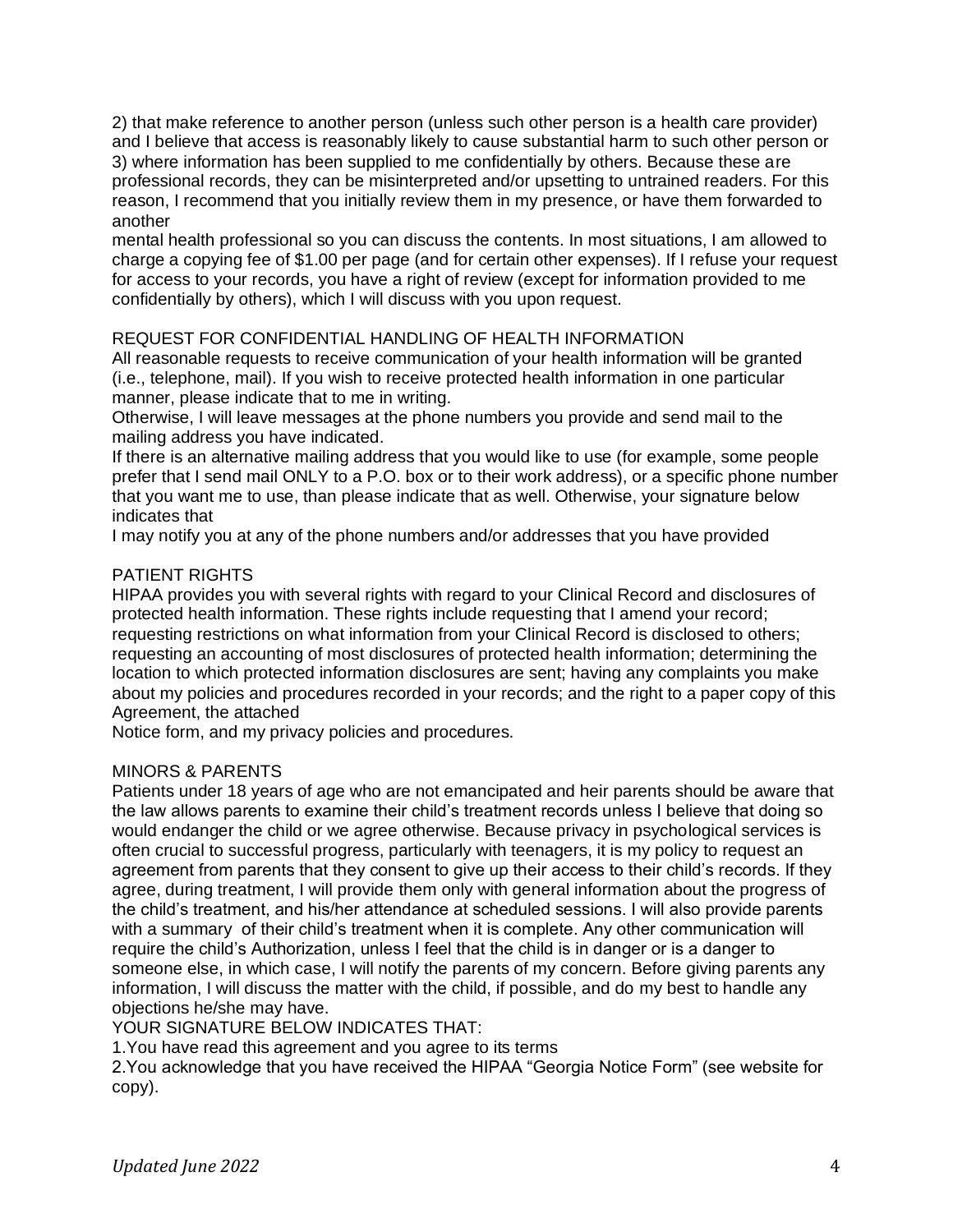2) that make reference to another person (unless such other person is a health care provider) and I believe that access is reasonably likely to cause substantial harm to such other person or 3) where information has been supplied to me confidentially by others. Because these are professional records, they can be misinterpreted and/or upsetting to untrained readers. For this reason, I recommend that you initially review them in my presence, or have them forwarded to another mental health professional so you can discuss the contents. In most situations, I am allowed to charge a copying fee of $1.00 per page (and for certain other expenses). If I refuse your request for access to your records, you have a right of review (except for information provided to me confidentially by others), which I will discuss with you upon request.

REQUEST FOR CONFIDENTIAL HANDLING OF HEALTH INFORMATION

All reasonable requests to receive communication of your health information will be granted (i.e., telephone, mail). If you wish to receive protected health information in one particular manner, please indicate that to me in writing.

Otherwise, I will leave messages at the phone numbers you provide and send mail to the mailing address you have indicated.

If there is an alternative mailing address that you would like to use (for example, some people prefer that I send mail ONLY to a P.O. box or to their work address), or a specific phone number that you want me to use, than please indicate that as well. Otherwise, your signature below indicates that I may notify you at any of the phone numbers and/or addresses that you have provided

PATIENT RIGHTS

HIPAA provides you with several rights with regard to your Clinical Record and disclosures of protected health information. These rights include requesting that I amend your record; requesting restrictions on what information from your Clinical Record is disclosed to others; requesting an accounting of most disclosures of protected health information; determining the location to which protected information disclosures are sent; having any complaints you make about my policies and procedures recorded in your records; and the right to a paper copy of this Agreement, the attached Notice form, and my privacy policies and procedures.

MINORS & PARENTS

Patients under 18 years of age who are not emancipated and heir parents should be aware that the law allows parents to examine their child's treatment records unless I believe that doing so would endanger the child or we agree otherwise. Because privacy in psychological services is often crucial to successful progress, particularly with teenagers, it is my policy to request an agreement from parents that they consent to give up their access to their child's records. If they agree, during treatment, I will provide them only with general information about the progress of the child's treatment, and his/her attendance at scheduled sessions. I will also provide parents with a summary of their child's treatment when it is complete. Any other communication will require the child's Authorization, unless I feel that the child is in danger or is a danger to someone else, in which case, I will notify the parents of my concern. Before giving parents any information, I will discuss the matter with the child, if possible, and do my best to handle any objections he/she may have.

YOUR SIGNATURE BELOW INDICATES THAT:

1. You have read this agreement and you agree to its terms
2. You acknowledge that you have received the HIPAA "Georgia Notice Form" (see website for copy).

*Updated June 2022*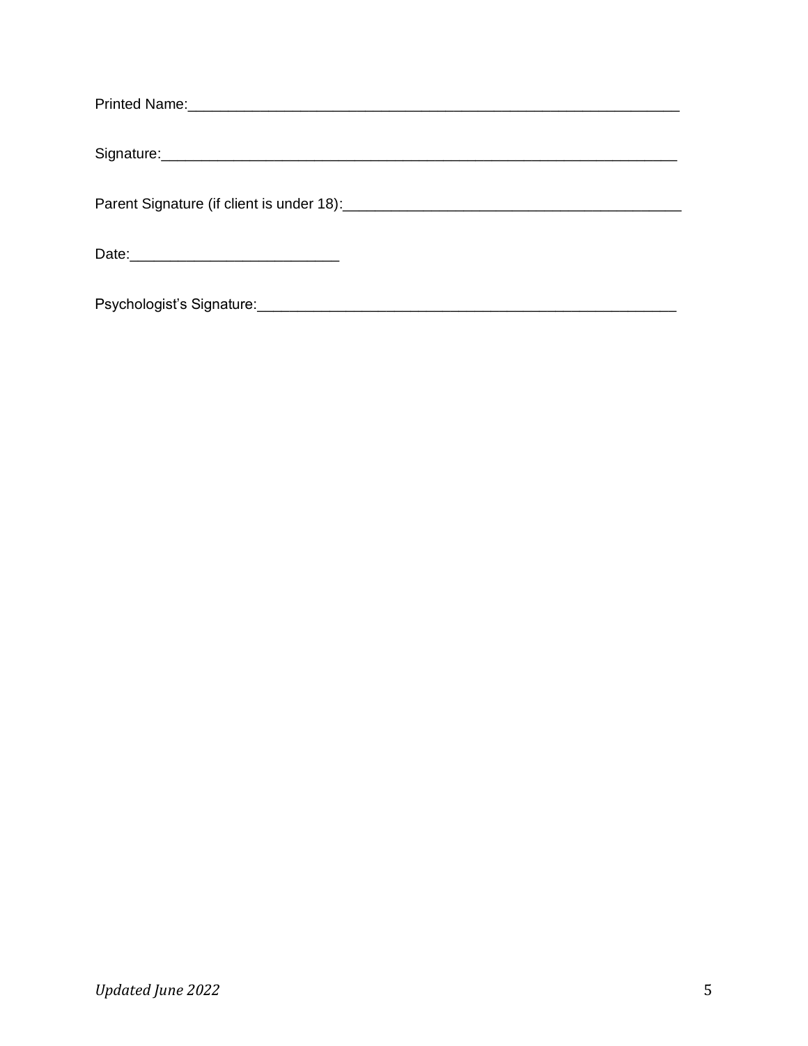Printed Name:_______________________________________________________________

Signature:__________________________________________________________________

Parent Signature (if client is under 18):___________________________________________

Date:__________________________

Psychologist's Signature:_____________________________________________________

*Updated June 2022*